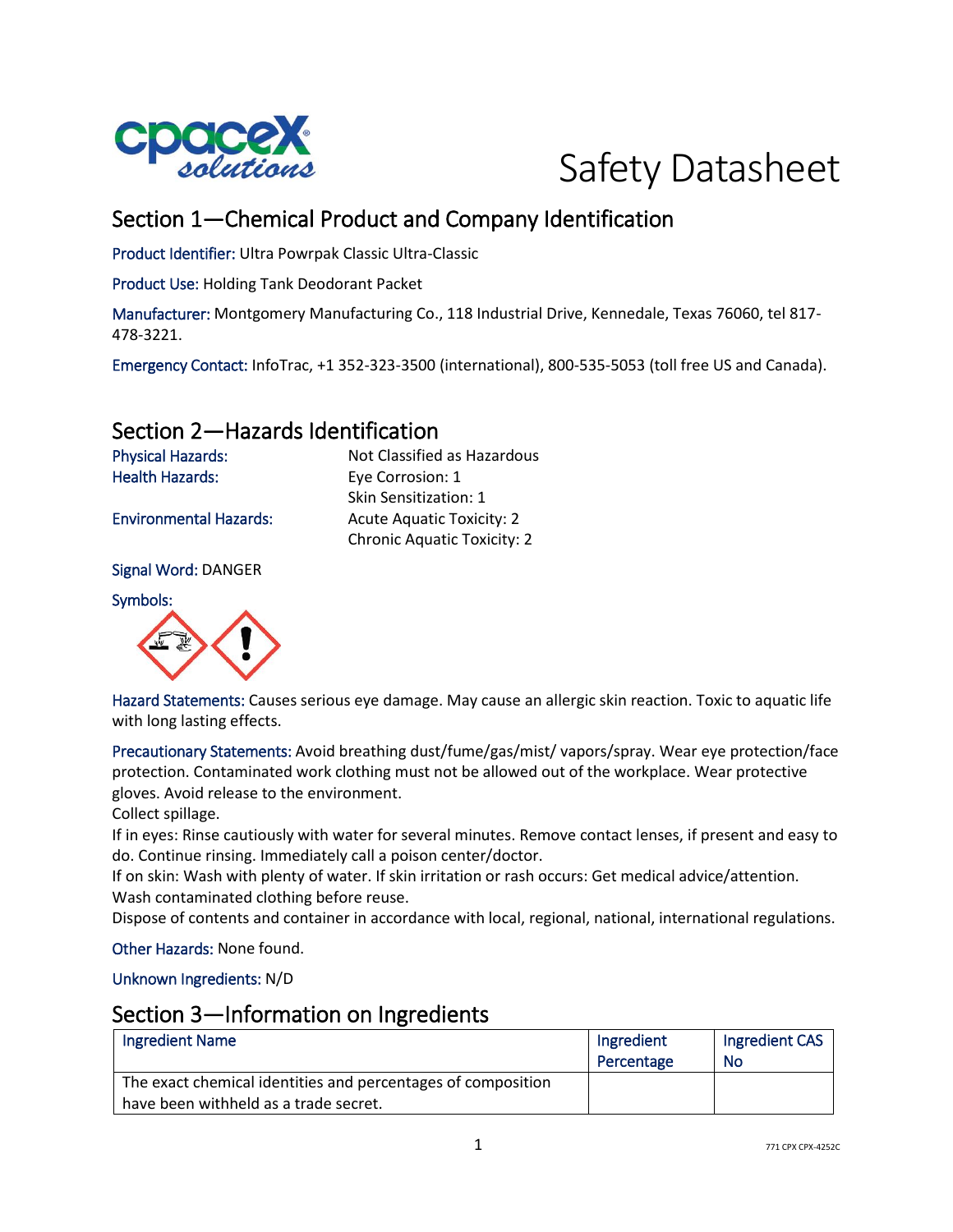# Safety Datasheet

## Section 1—Chemical Product and Company Identification

Product Identifier: Ultra Powrpak Classic Ultra-Classic

Product Use: Holding Tank Deodorant Packet

Manufacturer: Montgomery Manufacturing Co., 118 Industrial Drive, Kennedale, Texas 76060, tel 817-478-3221.

Emergency Contact: InfoTrac, +1 352-323-3500 (international), 800-535-5053 (toll free US and Canada).

## Section 2—Hazards Identification

Physical Hazards: Not Classified as Hazardous

Health Hazards: Eye Corrosion: 1
Skin Sensitization: 1

Environmental Hazards: Acute Aquatic Toxicity: 2
Chronic Aquatic Toxicity: 2

Signal Word: DANGER

Symbols:

Hazard Statements: Causes serious eye damage. May cause an allergic skin reaction. Toxic to aquatic life with long lasting effects.

Precautionary Statements: Avoid breathing dust/fume/gas/mist/ vapors/spray. Wear eye protection/face protection. Contaminated work clothing must not be allowed out of the workplace. Wear protective gloves. Avoid release to the environment.
Collect spillage.
If in eyes: Rinse cautiously with water for several minutes. Remove contact lenses, if present and easy to do. Continue rinsing. Immediately call a poison center/doctor.
If on skin: Wash with plenty of water. If skin irritation or rash occurs: Get medical advice/attention. Wash contaminated clothing before reuse.
Dispose of contents and container in accordance with local, regional, national, international regulations.

Other Hazards: None found.

Unknown Ingredients: N/D

## Section 3—Information on Ingredients

| Ingredient Name | Ingredient Percentage | Ingredient CAS No |
|---|---|---|
| The exact chemical identities and percentages of composition have been withheld as a trade secret. | | |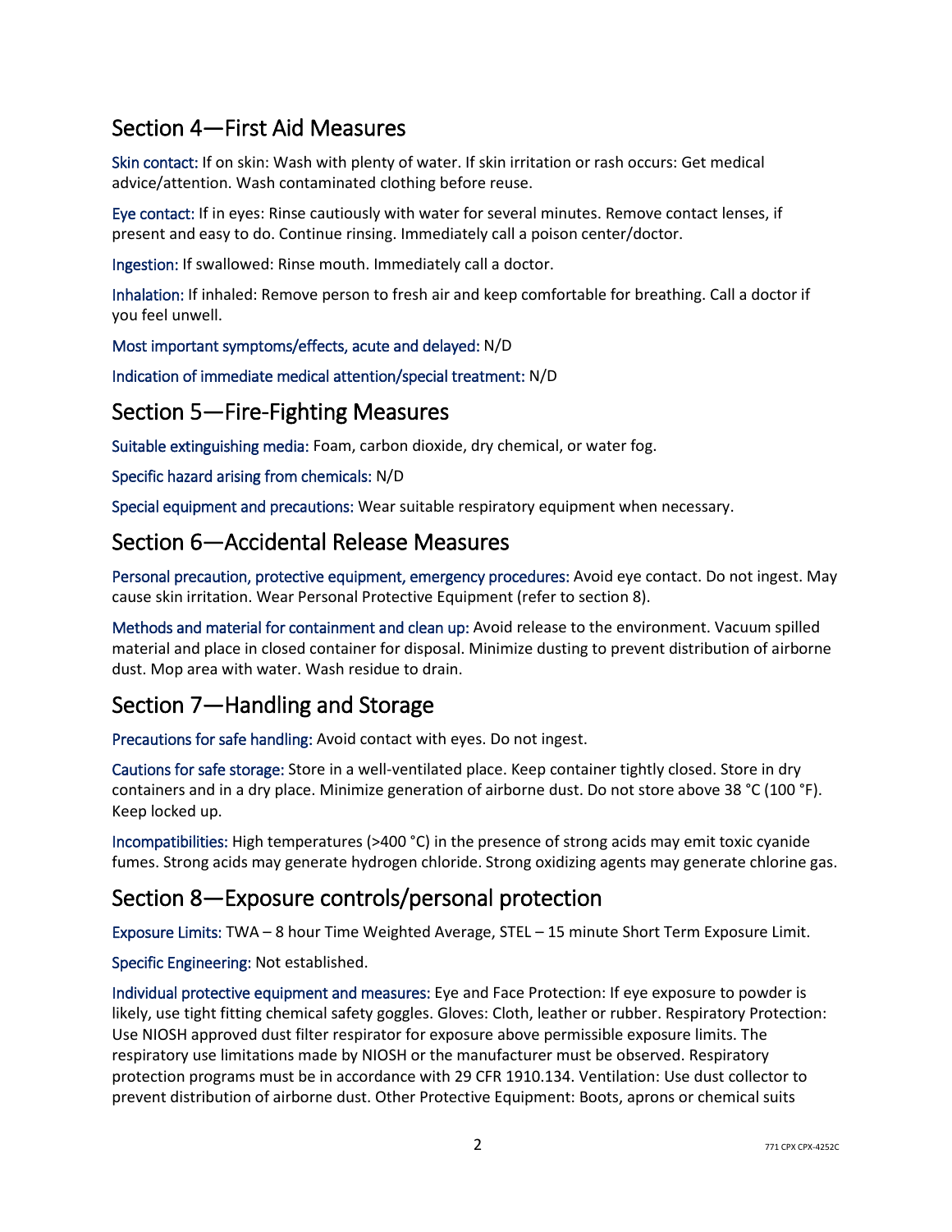## Section 4—First Aid Measures

Skin contact: If on skin: Wash with plenty of water. If skin irritation or rash occurs: Get medical advice/attention. Wash contaminated clothing before reuse.

Eye contact: If in eyes: Rinse cautiously with water for several minutes. Remove contact lenses, if present and easy to do. Continue rinsing. Immediately call a poison center/doctor.

Ingestion: If swallowed: Rinse mouth. Immediately call a doctor.

Inhalation: If inhaled: Remove person to fresh air and keep comfortable for breathing. Call a doctor if you feel unwell.

Most important symptoms/effects, acute and delayed: N/D

Indication of immediate medical attention/special treatment: N/D

## Section 5—Fire-Fighting Measures

Suitable extinguishing media: Foam, carbon dioxide, dry chemical, or water fog.

Specific hazard arising from chemicals: N/D

Special equipment and precautions: Wear suitable respiratory equipment when necessary.

## Section 6—Accidental Release Measures

Personal precaution, protective equipment, emergency procedures: Avoid eye contact. Do not ingest. May cause skin irritation. Wear Personal Protective Equipment (refer to section 8).

Methods and material for containment and clean up: Avoid release to the environment. Vacuum spilled material and place in closed container for disposal. Minimize dusting to prevent distribution of airborne dust. Mop area with water. Wash residue to drain.

## Section 7—Handling and Storage

Precautions for safe handling: Avoid contact with eyes. Do not ingest.

Cautions for safe storage: Store in a well-ventilated place. Keep container tightly closed. Store in dry containers and in a dry place. Minimize generation of airborne dust. Do not store above 38 °C (100 °F). Keep locked up.

Incompatibilities: High temperatures (>400 °C) in the presence of strong acids may emit toxic cyanide fumes. Strong acids may generate hydrogen chloride. Strong oxidizing agents may generate chlorine gas.

## Section 8—Exposure controls/personal protection

Exposure Limits: TWA – 8 hour Time Weighted Average, STEL – 15 minute Short Term Exposure Limit.

Specific Engineering: Not established.

Individual protective equipment and measures: Eye and Face Protection: If eye exposure to powder is likely, use tight fitting chemical safety goggles. Gloves: Cloth, leather or rubber. Respiratory Protection: Use NIOSH approved dust filter respirator for exposure above permissible exposure limits. The respiratory use limitations made by NIOSH or the manufacturer must be observed. Respiratory protection programs must be in accordance with 29 CFR 1910.134. Ventilation: Use dust collector to prevent distribution of airborne dust. Other Protective Equipment: Boots, aprons or chemical suits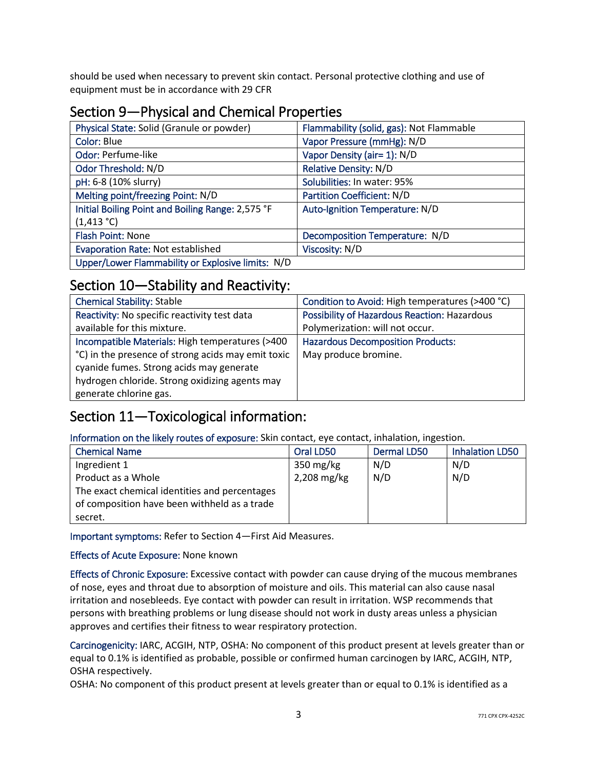should be used when necessary to prevent skin contact. Personal protective clothing and use of equipment must be in accordance with 29 CFR

## Section 9—Physical and Chemical Properties

| Physical State: Solid (Granule or powder) | Flammability (solid, gas): Not Flammable |
|---|---|
| Color: Blue | Vapor Pressure (mmHg): N/D |
| Odor: Perfume-like | Vapor Density (air= 1): N/D |
| Odor Threshold: N/D | Relative Density: N/D |
| pH: 6-8 (10% slurry) | Solubilities: In water: 95% |
| Melting point/freezing Point: N/D | Partition Coefficient: N/D |
| Initial Boiling Point and Boiling Range: 2,575 °F (1,413 °C) | Auto-Ignition Temperature: N/D |
| Flash Point: None | Decomposition Temperature: N/D |
| Evaporation Rate: Not established | Viscosity: N/D |
| Upper/Lower Flammability or Explosive limits: N/D | |

## Section 10—Stability and Reactivity:

| Chemical Stability: Stable | Condition to Avoid: High temperatures (>400 °C) |
|---|---|
| Reactivity: No specific reactivity test data available for this mixture. | Possibility of Hazardous Reaction: Hazardous Polymerization: will not occur. |
| Incompatible Materials: High temperatures (>400 °C) in the presence of strong acids may emit toxic cyanide fumes. Strong acids may generate hydrogen chloride. Strong oxidizing agents may generate chlorine gas. | Hazardous Decomposition Products: May produce bromine. |

## Section 11—Toxicological information:

Information on the likely routes of exposure: Skin contact, eye contact, inhalation, ingestion.

| Chemical Name | Oral LD50 | Dermal LD50 | Inhalation LD50 |
|---|---|---|---|
| Ingredient 1 | 350 mg/kg | N/D | N/D |
| Product as a Whole | 2,208 mg/kg | N/D | N/D |
| The exact chemical identities and percentages of composition have been withheld as a trade secret. | | | |

Important symptoms: Refer to Section 4—First Aid Measures.

Effects of Acute Exposure: None known

Effects of Chronic Exposure: Excessive contact with powder can cause drying of the mucous membranes of nose, eyes and throat due to absorption of moisture and oils. This material can also cause nasal irritation and nosebleeds. Eye contact with powder can result in irritation. WSP recommends that persons with breathing problems or lung disease should not work in dusty areas unless a physician approves and certifies their fitness to wear respiratory protection.

Carcinogenicity: IARC, ACGIH, NTP, OSHA: No component of this product present at levels greater than or equal to 0.1% is identified as probable, possible or confirmed human carcinogen by IARC, ACGIH, NTP, OSHA respectively.
OSHA: No component of this product present at levels greater than or equal to 0.1% is identified as a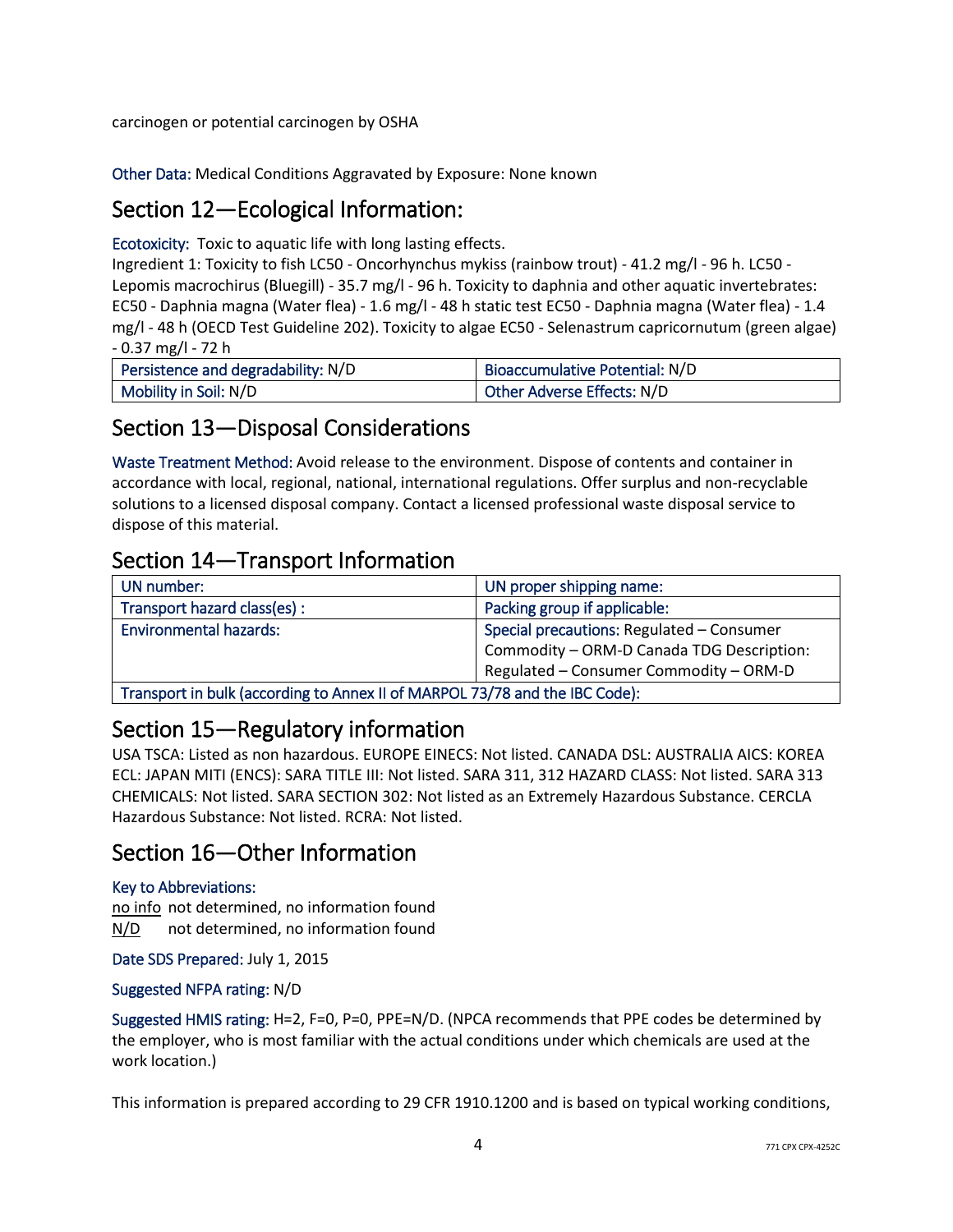carcinogen or potential carcinogen by OSHA

Other Data: Medical Conditions Aggravated by Exposure: None known

## Section 12—Ecological Information:

Ecotoxicity: Toxic to aquatic life with long lasting effects.
Ingredient 1: Toxicity to fish LC50 - Oncorhynchus mykiss (rainbow trout) - 41.2 mg/l - 96 h. LC50 - Lepomis macrochirus (Bluegill) - 35.7 mg/l - 96 h. Toxicity to daphnia and other aquatic invertebrates: EC50 - Daphnia magna (Water flea) - 1.6 mg/l - 48 h static test EC50 - Daphnia magna (Water flea) - 1.4 mg/l - 48 h (OECD Test Guideline 202). Toxicity to algae EC50 - Selenastrum capricornutum (green algae) - 0.37 mg/l - 72 h

| Persistence and degradability: N/D | Bioaccumulative Potential: N/D |
|---|---|
| Mobility in Soil: N/D | Other Adverse Effects: N/D |

## Section 13—Disposal Considerations

Waste Treatment Method: Avoid release to the environment. Dispose of contents and container in accordance with local, regional, national, international regulations. Offer surplus and non-recyclable solutions to a licensed disposal company. Contact a licensed professional waste disposal service to dispose of this material.

## Section 14—Transport Information

| UN number: | UN proper shipping name: |
|---|---|
| Transport hazard class(es) : | Packing group if applicable: |
| Environmental hazards: | Special precautions: Regulated – Consumer Commodity – ORM-D Canada TDG Description: Regulated – Consumer Commodity – ORM-D |
| Transport in bulk (according to Annex II of MARPOL 73/78 and the IBC Code): | |

## Section 15—Regulatory information

USA TSCA: Listed as non hazardous. EUROPE EINECS: Not listed. CANADA DSL: AUSTRALIA AICS: KOREA ECL: JAPAN MITI (ENCS): SARA TITLE III: Not listed. SARA 311, 312 HAZARD CLASS: Not listed. SARA 313 CHEMICALS: Not listed. SARA SECTION 302: Not listed as an Extremely Hazardous Substance. CERCLA Hazardous Substance: Not listed. RCRA: Not listed.

## Section 16—Other Information

Key to Abbreviations:

no info not determined, no information found
N/D not determined, no information found

Date SDS Prepared: July 1, 2015

Suggested NFPA rating: N/D

Suggested HMIS rating: H=2, F=0, P=0, PPE=N/D. (NPCA recommends that PPE codes be determined by the employer, who is most familiar with the actual conditions under which chemicals are used at the work location.)

This information is prepared according to 29 CFR 1910.1200 and is based on typical working conditions,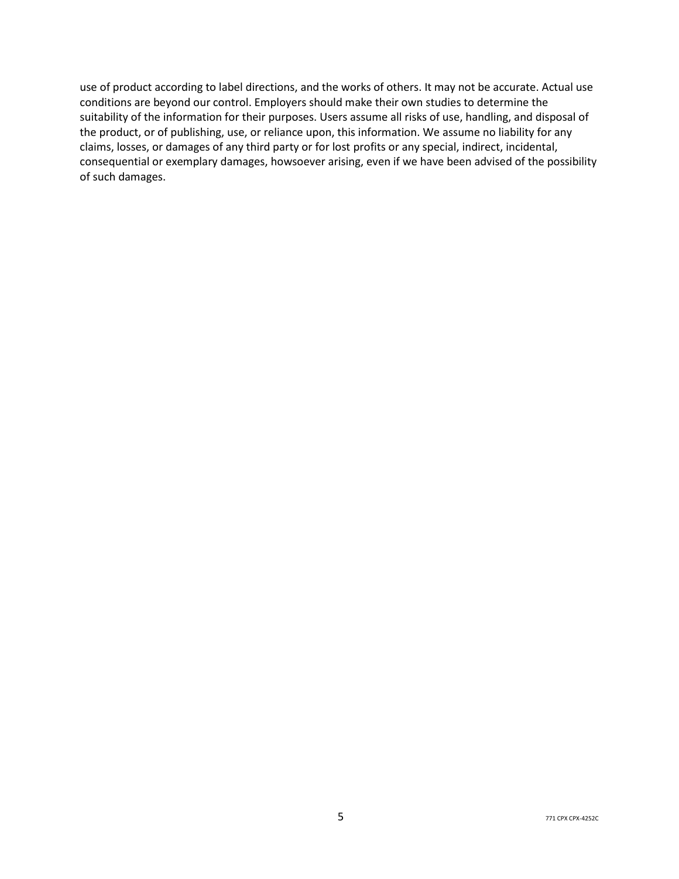use of product according to label directions, and the works of others. It may not be accurate. Actual use conditions are beyond our control. Employers should make their own studies to determine the suitability of the information for their purposes. Users assume all risks of use, handling, and disposal of the product, or of publishing, use, or reliance upon, this information. We assume no liability for any claims, losses, or damages of any third party or for lost profits or any special, indirect, incidental, consequential or exemplary damages, howsoever arising, even if we have been advised of the possibility of such damages.